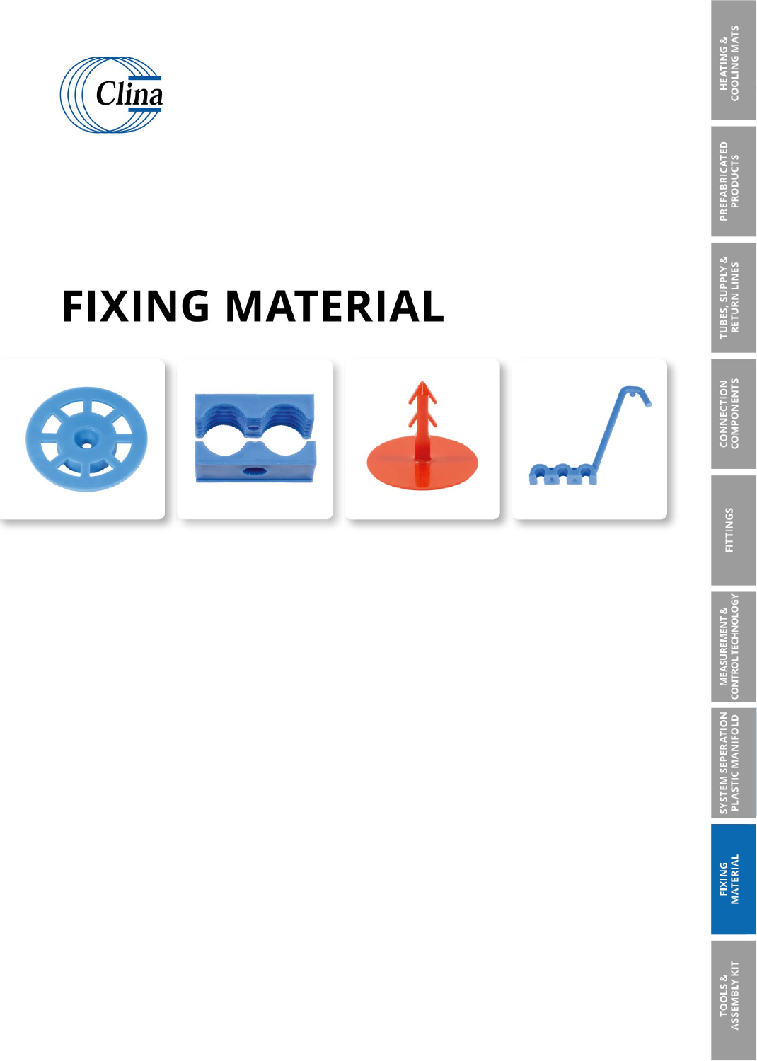# FIXING MATERIAL

HEATING & COOLING MATS

PREFABRICATED PRODUCTS

TUBES, SUPPLY & RETURN LINES

CONNECTION COMPONENTS

FITTINGS

MEASUREMENT & CONTROL TECHNOLOGY

SYSTEM SEPERATION PLASTIC MANIFOLD

FIXING MATERIAL

TOOLS & ASSEMBLY KIT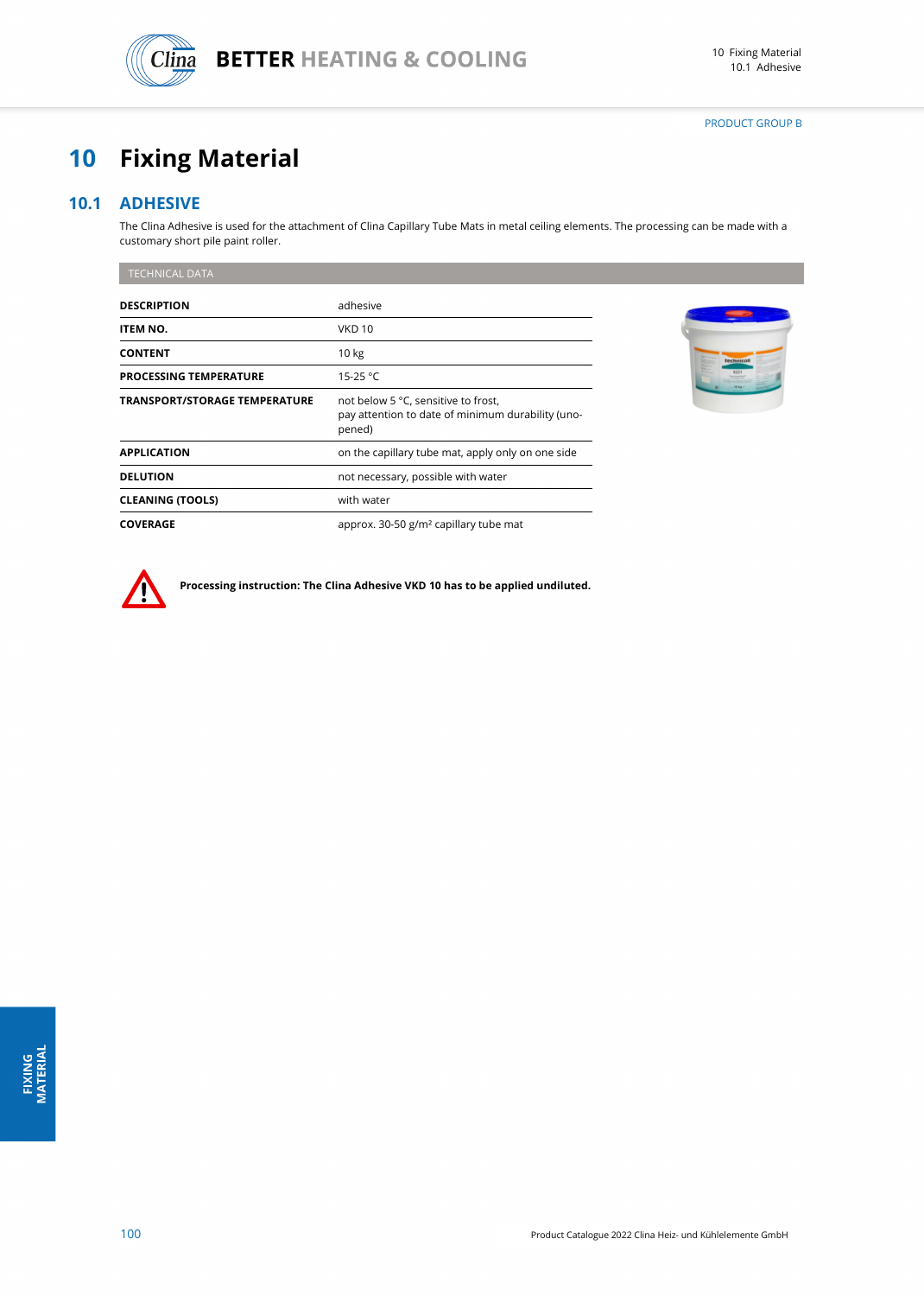PRODUCT GROUP B

# 10 Fixing Material

## 10.1 ADHESIVE

The Clina Adhesive is used for the attachment of Clina Capillary Tube Mats in metal ceiling elements. The processing can be made with a customary short pile paint roller.

TECHNICAL DATA

| | |
|---|---|
| **DESCRIPTION** | adhesive |
| **ITEM NO.** | VKD 10 |
| **CONTENT** | 10 kg |
| **PROCESSING TEMPERATURE** | 15-25 °C |
| **TRANSPORT/STORAGE TEMPERATURE** | not below 5 °C, sensitive to frost, pay attention to date of minimum durability (unopened) |
| **APPLICATION** | on the capillary tube mat, apply only on one side |
| **DELUTION** | not necessary, possible with water |
| **CLEANING (TOOLS)** | with water |
| **COVERAGE** | approx. 30-50 g/m² capillary tube mat |

**Processing instruction: The Clina Adhesive VKD 10 has to be applied undiluted.**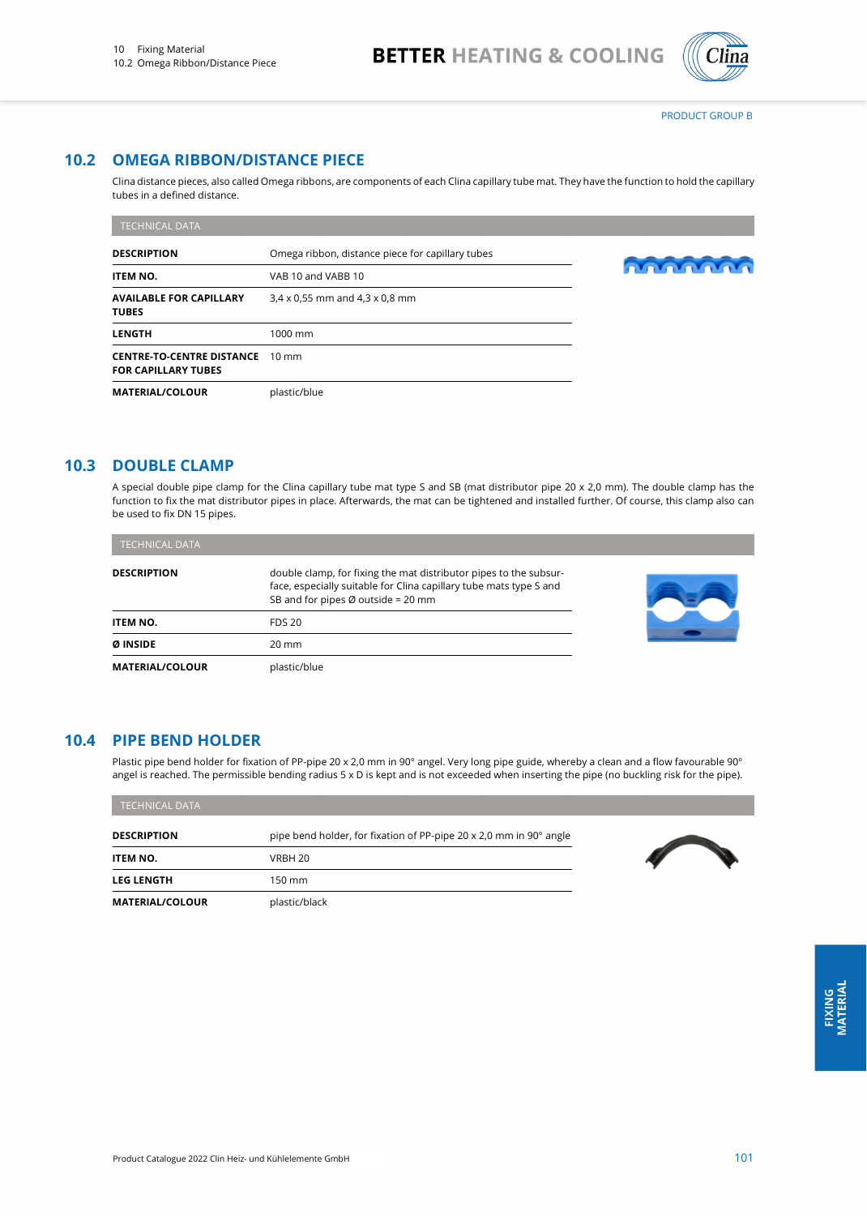PRODUCT GROUP B

## 10.2 OMEGA RIBBON/DISTANCE PIECE

Clina distance pieces, also called Omega ribbons, are components of each Clina capillary tube mat. They have the function to hold the capillary tubes in a defined distance.

| TECHNICAL DATA | |
|---|---|
| **DESCRIPTION** | Omega ribbon, distance piece for capillary tubes |
| **ITEM NO.** | VAB 10 and VABB 10 |
| **AVAILABLE FOR CAPILLARY TUBES** | 3,4 x 0,55 mm and 4,3 x 0,8 mm |
| **LENGTH** | 1000 mm |
| **CENTRE-TO-CENTRE DISTANCE FOR CAPILLARY TUBES** | 10 mm |
| **MATERIAL/COLOUR** | plastic/blue |

## 10.3 DOUBLE CLAMP

A special double pipe clamp for the Clina capillary tube mat type S and SB (mat distributor pipe 20 x 2,0 mm). The double clamp has the function to fix the mat distributor pipes in place. Afterwards, the mat can be tightened and installed further. Of course, this clamp also can be used to fix DN 15 pipes.

| TECHNICAL DATA | |
|---|---|
| **DESCRIPTION** | double clamp, for fixing the mat distributor pipes to the subsurface, especially suitable for Clina capillary tube mats type S and SB and for pipes Ø outside = 20 mm |
| **ITEM NO.** | FDS 20 |
| **Ø INSIDE** | 20 mm |
| **MATERIAL/COLOUR** | plastic/blue |

## 10.4 PIPE BEND HOLDER

Plastic pipe bend holder for fixation of PP-pipe 20 x 2,0 mm in 90° angel. Very long pipe guide, whereby a clean and a flow favourable 90° angel is reached. The permissible bending radius 5 x D is kept and is not exceeded when inserting the pipe (no buckling risk for the pipe).

| TECHNICAL DATA | |
|---|---|
| **DESCRIPTION** | pipe bend holder, for fixation of PP-pipe 20 x 2,0 mm in 90° angle |
| **ITEM NO.** | VRBH 20 |
| **LEG LENGTH** | 150 mm |
| **MATERIAL/COLOUR** | plastic/black |

FIXING MATERIAL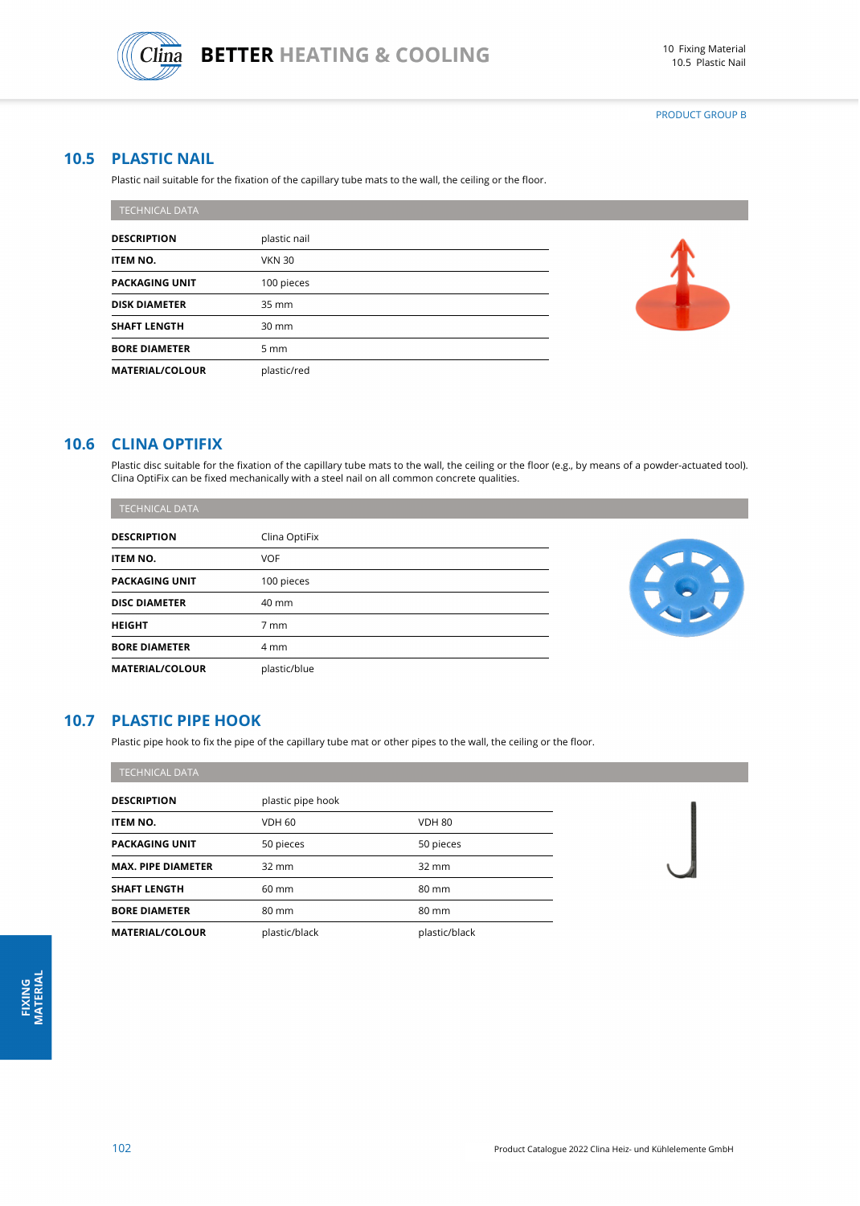PRODUCT GROUP B

## 10.5 PLASTIC NAIL

Plastic nail suitable for the fixation of the capillary tube mats to the wall, the ceiling or the floor.

| TECHNICAL DATA | |
|---|---|
| **DESCRIPTION** | plastic nail |
| **ITEM NO.** | VKN 30 |
| **PACKAGING UNIT** | 100 pieces |
| **DISK DIAMETER** | 35 mm |
| **SHAFT LENGTH** | 30 mm |
| **BORE DIAMETER** | 5 mm |
| **MATERIAL/COLOUR** | plastic/red |

## 10.6 CLINA OPTIFIX

Plastic disc suitable for the fixation of the capillary tube mats to the wall, the ceiling or the floor (e.g., by means of a powder-actuated tool). Clina OptiFix can be fixed mechanically with a steel nail on all common concrete qualities.

| TECHNICAL DATA | |
|---|---|
| **DESCRIPTION** | Clina OptiFix |
| **ITEM NO.** | VOF |
| **PACKAGING UNIT** | 100 pieces |
| **DISC DIAMETER** | 40 mm |
| **HEIGHT** | 7 mm |
| **BORE DIAMETER** | 4 mm |
| **MATERIAL/COLOUR** | plastic/blue |

## 10.7 PLASTIC PIPE HOOK

Plastic pipe hook to fix the pipe of the capillary tube mat or other pipes to the wall, the ceiling or the floor.

| TECHNICAL DATA | | |
|---|---|---|
| **DESCRIPTION** | plastic pipe hook | |
| **ITEM NO.** | VDH 60 | VDH 80 |
| **PACKAGING UNIT** | 50 pieces | 50 pieces |
| **MAX. PIPE DIAMETER** | 32 mm | 32 mm |
| **SHAFT LENGTH** | 60 mm | 80 mm |
| **BORE DIAMETER** | 80 mm | 80 mm |
| **MATERIAL/COLOUR** | plastic/black | plastic/black |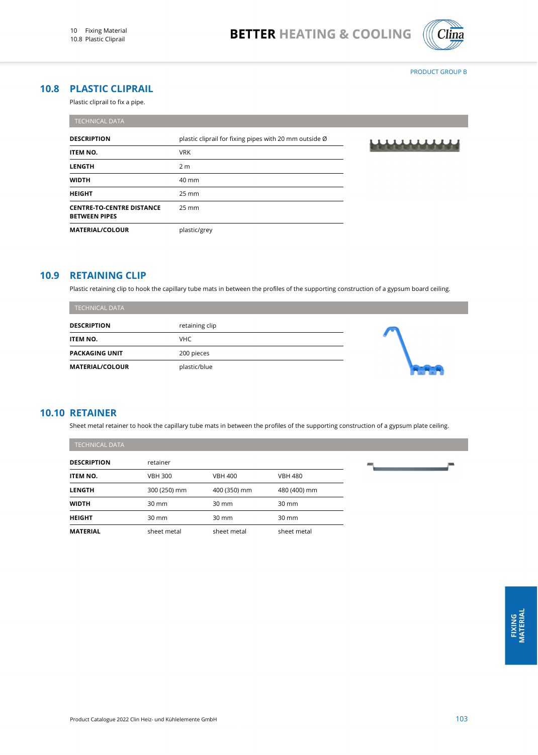PRODUCT GROUP B

## 10.8 PLASTIC CLIPRAIL

Plastic cliprail to fix a pipe.

| TECHNICAL DATA | |
|---|---|
| **DESCRIPTION** | plastic cliprail for fixing pipes with 20 mm outside Ø |
| **ITEM NO.** | VRK |
| **LENGTH** | 2 m |
| **WIDTH** | 40 mm |
| **HEIGHT** | 25 mm |
| **CENTRE-TO-CENTRE DISTANCE BETWEEN PIPES** | 25 mm |
| **MATERIAL/COLOUR** | plastic/grey |

## 10.9 RETAINING CLIP

Plastic retaining clip to hook the capillary tube mats in between the profiles of the supporting construction of a gypsum board ceiling.

| TECHNICAL DATA | |
|---|---|
| **DESCRIPTION** | retaining clip |
| **ITEM NO.** | VHC |
| **PACKAGING UNIT** | 200 pieces |
| **MATERIAL/COLOUR** | plastic/blue |

## 10.10 RETAINER

Sheet metal retainer to hook the capillary tube mats in between the profiles of the supporting construction of a gypsum plate ceiling.

| TECHNICAL DATA | | | |
|---|---|---|---|
| **DESCRIPTION** | retainer | | |
| **ITEM NO.** | VBH 300 | VBH 400 | VBH 480 |
| **LENGTH** | 300 (250) mm | 400 (350) mm | 480 (400) mm |
| **WIDTH** | 30 mm | 30 mm | 30 mm |
| **HEIGHT** | 30 mm | 30 mm | 30 mm |
| **MATERIAL** | sheet metal | sheet metal | sheet metal |